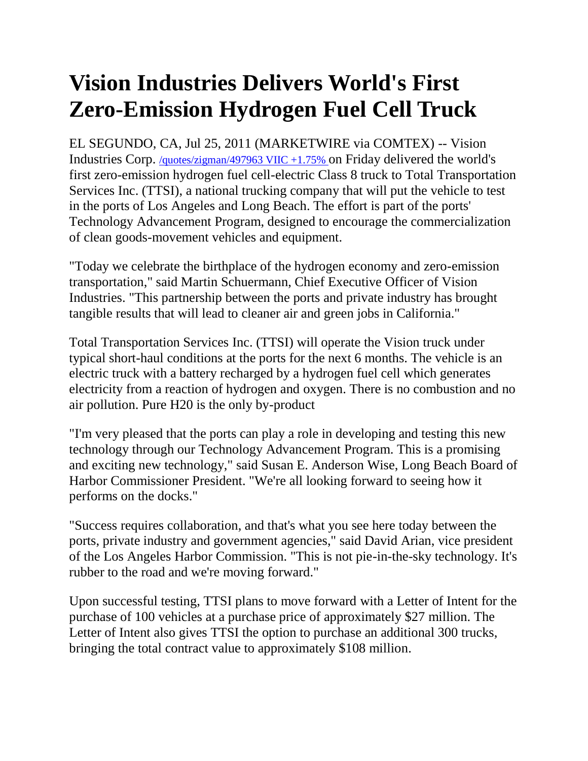# Vision Industries Delivers World's First Zero-Emission Hydrogen Fuel Cell Truck

EL SEGUNDO, CA, Jul 25, 2011 (MARKETWIRE via COMTEX) -- Vision Industries Corp. /quotes/zigman/497963 VIIC +1.75% on Friday delivered the world's first zero-emission hydrogen fuel cell-electric Class 8 truck to Total Transportation Services Inc. (TTSI), a national trucking company that will put the vehicle to test in the ports of Los Angeles and Long Beach. The effort is part of the ports' Technology Advancement Program, designed to encourage the commercialization of clean goods-movement vehicles and equipment.

"Today we celebrate the birthplace of the hydrogen economy and zero-emission transportation," said Martin Schuermann, Chief Executive Officer of Vision Industries. "This partnership between the ports and private industry has brought tangible results that will lead to cleaner air and green jobs in California."

Total Transportation Services Inc. (TTSI) will operate the Vision truck under typical short-haul conditions at the ports for the next 6 months. The vehicle is an electric truck with a battery recharged by a hydrogen fuel cell which generates electricity from a reaction of hydrogen and oxygen. There is no combustion and no air pollution. Pure H20 is the only by-product

"I'm very pleased that the ports can play a role in developing and testing this new technology through our Technology Advancement Program. This is a promising and exciting new technology," said Susan E. Anderson Wise, Long Beach Board of Harbor Commissioner President. "We're all looking forward to seeing how it performs on the docks."

"Success requires collaboration, and that's what you see here today between the ports, private industry and government agencies," said David Arian, vice president of the Los Angeles Harbor Commission. "This is not pie-in-the-sky technology. It's rubber to the road and we're moving forward."

Upon successful testing, TTSI plans to move forward with a Letter of Intent for the purchase of 100 vehicles at a purchase price of approximately $27 million. The Letter of Intent also gives TTSI the option to purchase an additional 300 trucks, bringing the total contract value to approximately $108 million.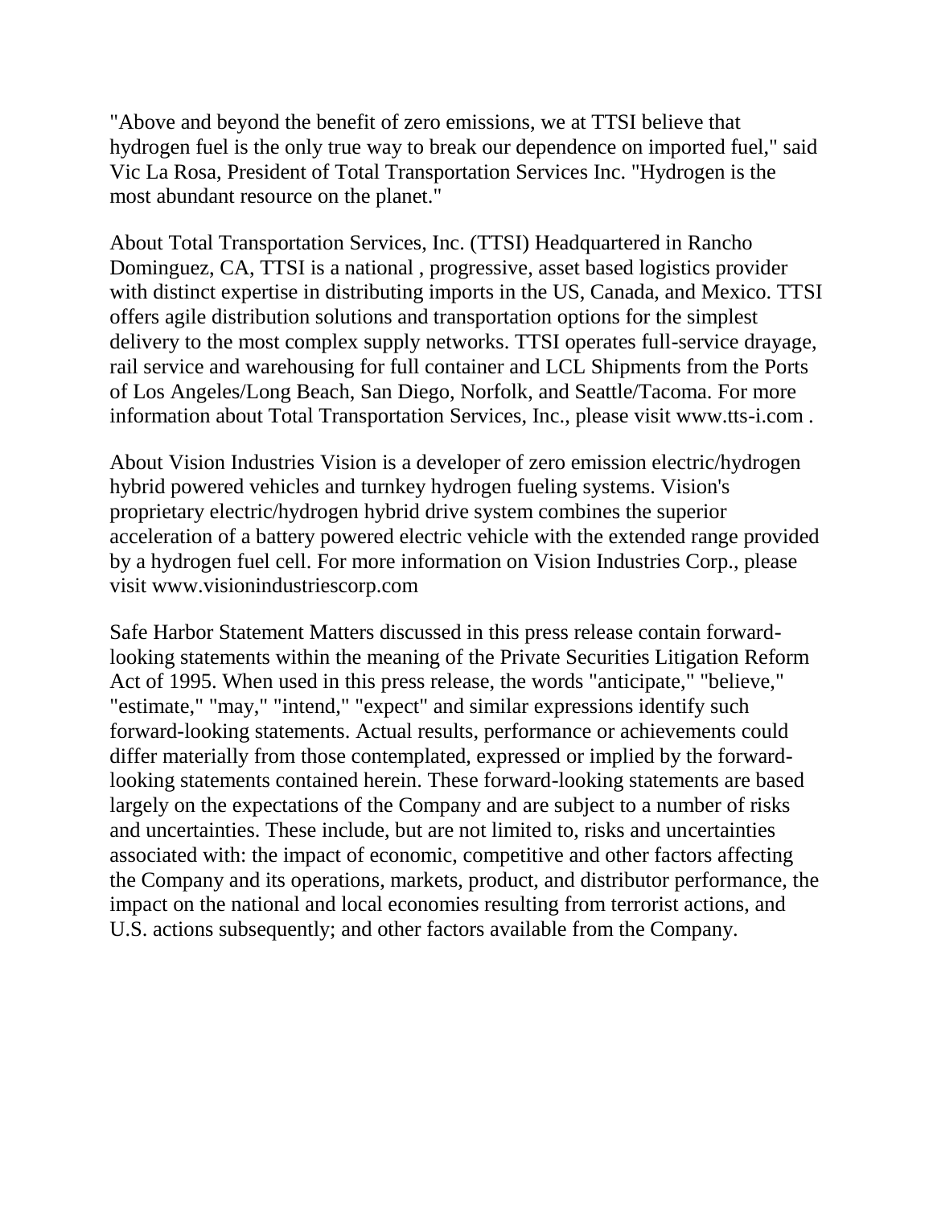"Above and beyond the benefit of zero emissions, we at TTSI believe that hydrogen fuel is the only true way to break our dependence on imported fuel," said Vic La Rosa, President of Total Transportation Services Inc. "Hydrogen is the most abundant resource on the planet."

About Total Transportation Services, Inc. (TTSI) Headquartered in Rancho Dominguez, CA, TTSI is a national , progressive, asset based logistics provider with distinct expertise in distributing imports in the US, Canada, and Mexico. TTSI offers agile distribution solutions and transportation options for the simplest delivery to the most complex supply networks. TTSI operates full-service drayage, rail service and warehousing for full container and LCL Shipments from the Ports of Los Angeles/Long Beach, San Diego, Norfolk, and Seattle/Tacoma. For more information about Total Transportation Services, Inc., please visit www.tts-i.com .

About Vision Industries Vision is a developer of zero emission electric/hydrogen hybrid powered vehicles and turnkey hydrogen fueling systems. Vision's proprietary electric/hydrogen hybrid drive system combines the superior acceleration of a battery powered electric vehicle with the extended range provided by a hydrogen fuel cell. For more information on Vision Industries Corp., please visit www.visionindustriescorp.com

Safe Harbor Statement Matters discussed in this press release contain forward-looking statements within the meaning of the Private Securities Litigation Reform Act of 1995. When used in this press release, the words "anticipate," "believe," "estimate," "may," "intend," "expect" and similar expressions identify such forward-looking statements. Actual results, performance or achievements could differ materially from those contemplated, expressed or implied by the forward-looking statements contained herein. These forward-looking statements are based largely on the expectations of the Company and are subject to a number of risks and uncertainties. These include, but are not limited to, risks and uncertainties associated with: the impact of economic, competitive and other factors affecting the Company and its operations, markets, product, and distributor performance, the impact on the national and local economies resulting from terrorist actions, and U.S. actions subsequently; and other factors available from the Company.